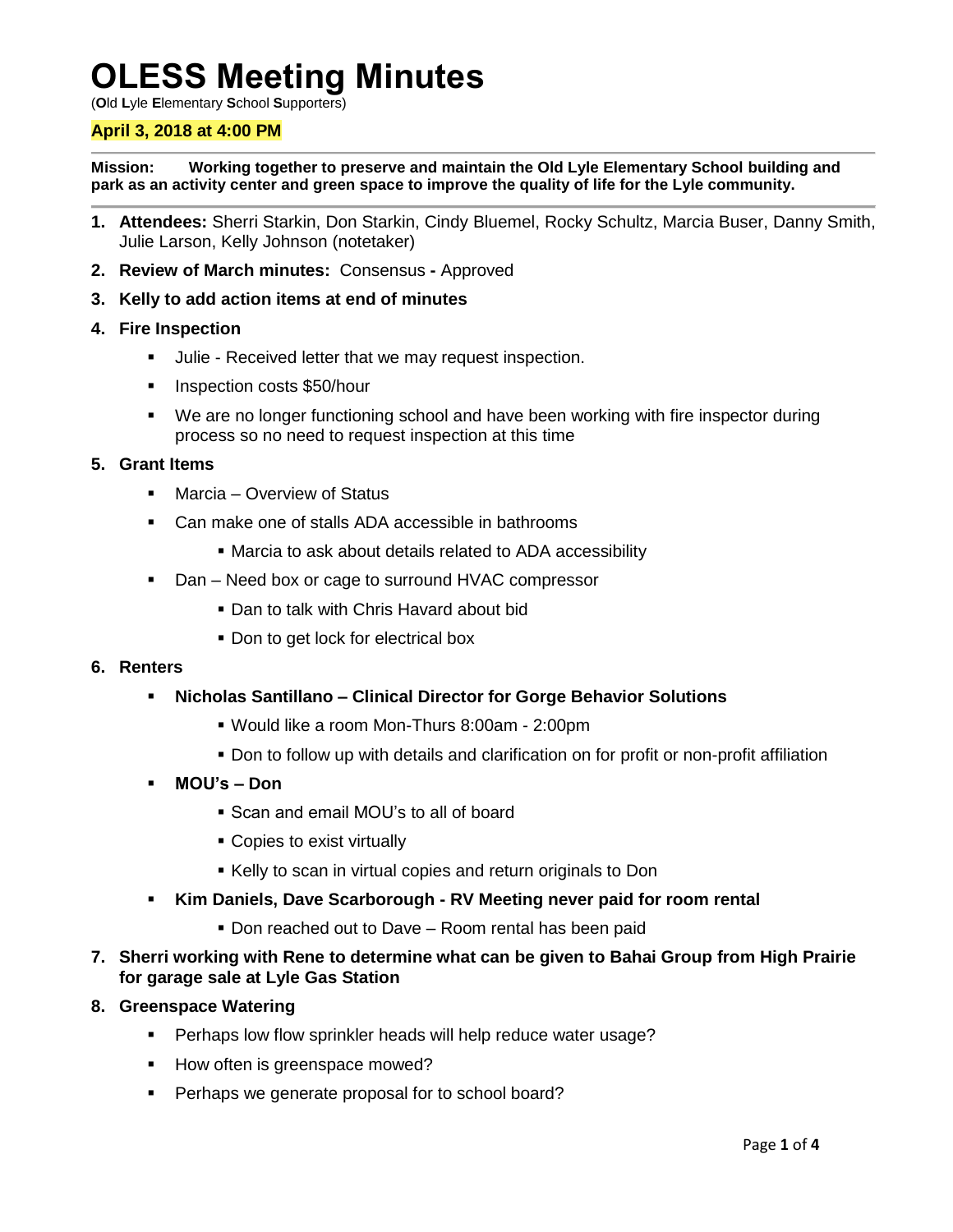# OLESS Meeting Minutes

(**O**ld **L**yle **E**lementary **S**chool **S**upporters)

**April 3, 2018 at 4:00 PM**

---

**Mission: Working together to preserve and maintain the Old Lyle Elementary School building and park as an activity center and green space to improve the quality of life for the Lyle community.**

---

1. **Attendees:** Sherri Starkin, Don Starkin, Cindy Bluemel, Rocky Schultz, Marcia Buser, Danny Smith, Julie Larson, Kelly Johnson (notetaker)
2. **Review of March minutes:** Consensus **-** Approved
3. **Kelly to add action items at end of minutes**
4. **Fire Inspection**
   - Julie - Received letter that we may request inspection.
   - Inspection costs $50/hour
   - We are no longer functioning school and have been working with fire inspector during process so no need to request inspection at this time
5. **Grant Items**
   - Marcia – Overview of Status
   - Can make one of stalls ADA accessible in bathrooms
     - Marcia to ask about details related to ADA accessibility
   - Dan – Need box or cage to surround HVAC compressor
     - Dan to talk with Chris Havard about bid
     - Don to get lock for electrical box
6. **Renters**
   - **Nicholas Santillano – Clinical Director for Gorge Behavior Solutions**
     - Would like a room Mon-Thurs 8:00am - 2:00pm
     - Don to follow up with details and clarification on for profit or non-profit affiliation
   - **MOU's – Don**
     - Scan and email MOU's to all of board
     - Copies to exist virtually
     - Kelly to scan in virtual copies and return originals to Don
   - **Kim Daniels, Dave Scarborough - RV Meeting never paid for room rental**
     - Don reached out to Dave – Room rental has been paid
7. **Sherri working with Rene to determine what can be given to Bahai Group from High Prairie for garage sale at Lyle Gas Station**
8. **Greenspace Watering**
   - Perhaps low flow sprinkler heads will help reduce water usage?
   - How often is greenspace mowed?
   - Perhaps we generate proposal for to school board?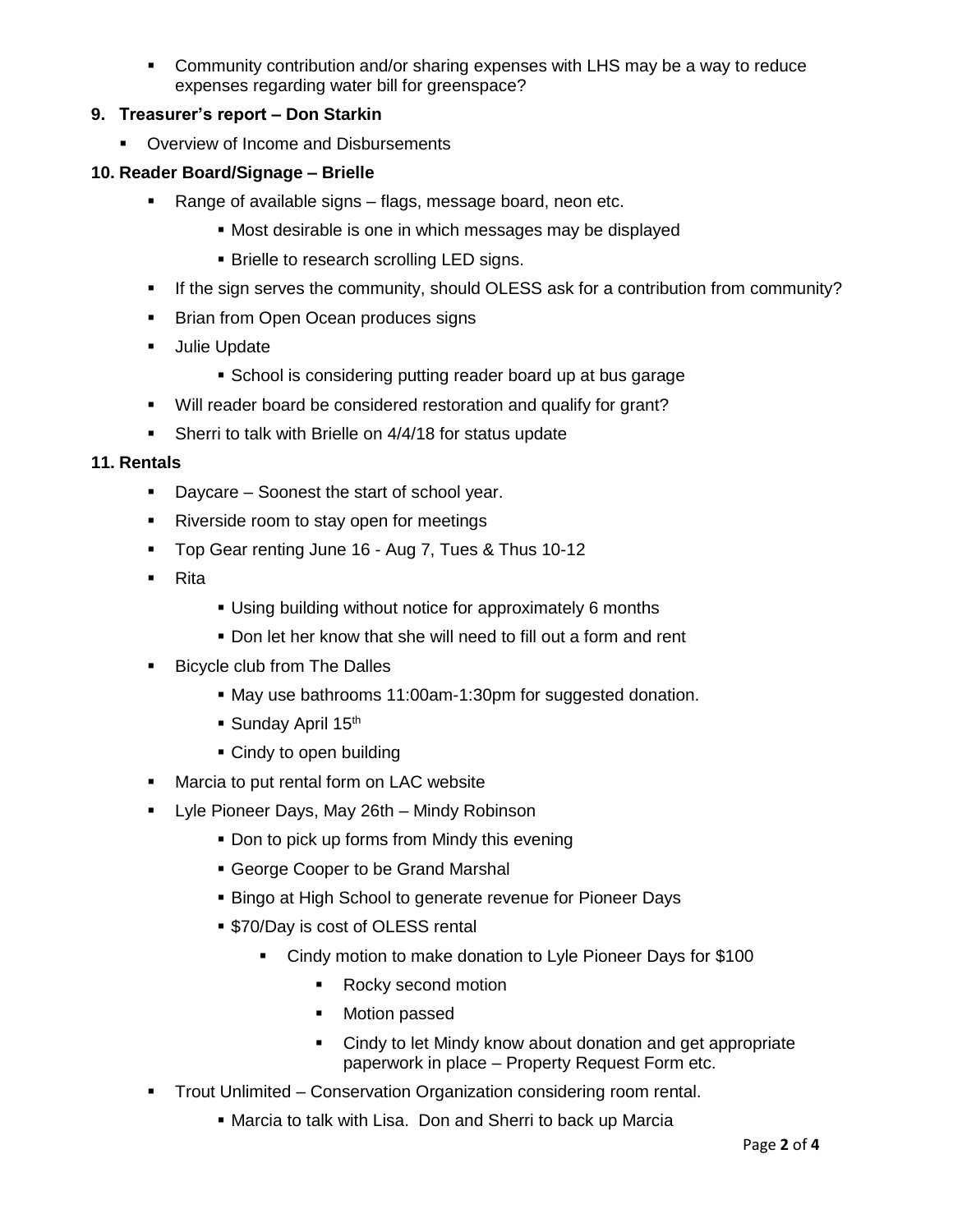- Community contribution and/or sharing expenses with LHS may be a way to reduce expenses regarding water bill for greenspace?

**9. Treasurer's report – Don Starkin**

- Overview of Income and Disbursements

**10. Reader Board/Signage – Brielle**

- Range of available signs – flags, message board, neon etc.
  - Most desirable is one in which messages may be displayed
  - Brielle to research scrolling LED signs.
- If the sign serves the community, should OLESS ask for a contribution from community?
- Brian from Open Ocean produces signs
- Julie Update
  - School is considering putting reader board up at bus garage
- Will reader board be considered restoration and qualify for grant?
- Sherri to talk with Brielle on 4/4/18 for status update

**11. Rentals**

- Daycare – Soonest the start of school year.
- Riverside room to stay open for meetings
- Top Gear renting June 16 - Aug 7, Tues & Thus 10-12
- Rita
  - Using building without notice for approximately 6 months
  - Don let her know that she will need to fill out a form and rent
- Bicycle club from The Dalles
  - May use bathrooms 11:00am-1:30pm for suggested donation.
  - Sunday April 15th
  - Cindy to open building
- Marcia to put rental form on LAC website
- Lyle Pioneer Days, May 26th – Mindy Robinson
  - Don to pick up forms from Mindy this evening
  - George Cooper to be Grand Marshal
  - Bingo at High School to generate revenue for Pioneer Days
  - $70/Day is cost of OLESS rental
    - Cindy motion to make donation to Lyle Pioneer Days for $100
      - Rocky second motion
      - Motion passed
      - Cindy to let Mindy know about donation and get appropriate paperwork in place – Property Request Form etc.
- Trout Unlimited – Conservation Organization considering room rental.
  - Marcia to talk with Lisa. Don and Sherri to back up Marcia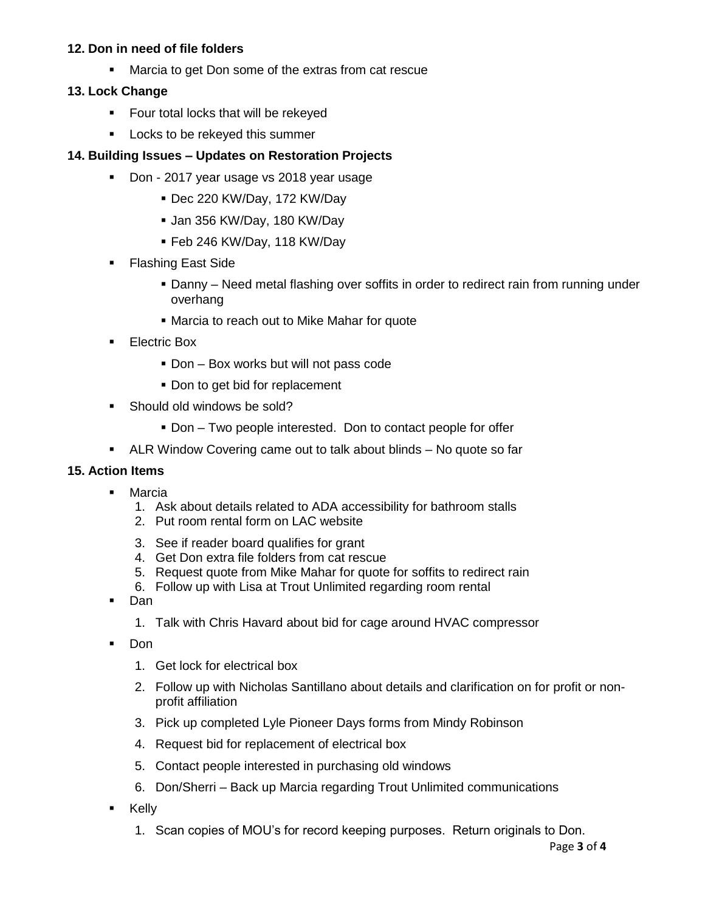**12. Don in need of file folders**

- Marcia to get Don some of the extras from cat rescue

**13. Lock Change**

- Four total locks that will be rekeyed
- Locks to be rekeyed this summer

**14. Building Issues – Updates on Restoration Projects**

- Don - 2017 year usage vs 2018 year usage
  - Dec 220 KW/Day, 172 KW/Day
  - Jan 356 KW/Day, 180 KW/Day
  - Feb 246 KW/Day, 118 KW/Day
- Flashing East Side
  - Danny – Need metal flashing over soffits in order to redirect rain from running under overhang
  - Marcia to reach out to Mike Mahar for quote
- Electric Box
  - Don – Box works but will not pass code
  - Don to get bid for replacement
- Should old windows be sold?
  - Don – Two people interested. Don to contact people for offer
- ALR Window Covering came out to talk about blinds – No quote so far

**15. Action Items**

- Marcia
  1. Ask about details related to ADA accessibility for bathroom stalls
  2. Put room rental form on LAC website
  3. See if reader board qualifies for grant
  4. Get Don extra file folders from cat rescue
  5. Request quote from Mike Mahar for quote for soffits to redirect rain
  6. Follow up with Lisa at Trout Unlimited regarding room rental
- Dan
  1. Talk with Chris Havard about bid for cage around HVAC compressor
- Don
  1. Get lock for electrical box
  2. Follow up with Nicholas Santillano about details and clarification on for profit or non-profit affiliation
  3. Pick up completed Lyle Pioneer Days forms from Mindy Robinson
  4. Request bid for replacement of electrical box
  5. Contact people interested in purchasing old windows
  6. Don/Sherri – Back up Marcia regarding Trout Unlimited communications
- Kelly
  1. Scan copies of MOU's for record keeping purposes. Return originals to Don.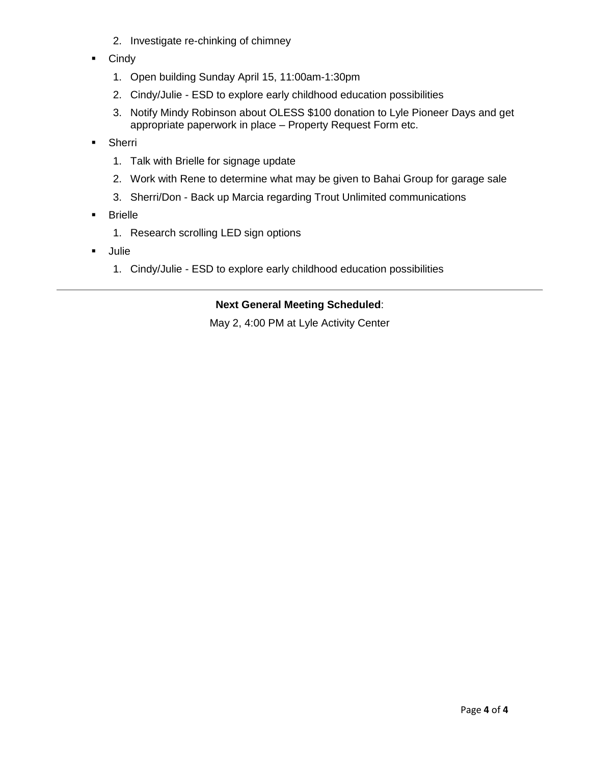2. Investigate re-chinking of chimney

- Cindy
  1. Open building Sunday April 15, 11:00am-1:30pm
  2. Cindy/Julie - ESD to explore early childhood education possibilities
  3. Notify Mindy Robinson about OLESS $100 donation to Lyle Pioneer Days and get appropriate paperwork in place – Property Request Form etc.
- Sherri
  1. Talk with Brielle for signage update
  2. Work with Rene to determine what may be given to Bahai Group for garage sale
  3. Sherri/Don - Back up Marcia regarding Trout Unlimited communications
- Brielle
  1. Research scrolling LED sign options
- Julie
  1. Cindy/Julie - ESD to explore early childhood education possibilities

---

**Next General Meeting Scheduled**:

May 2, 4:00 PM at Lyle Activity Center